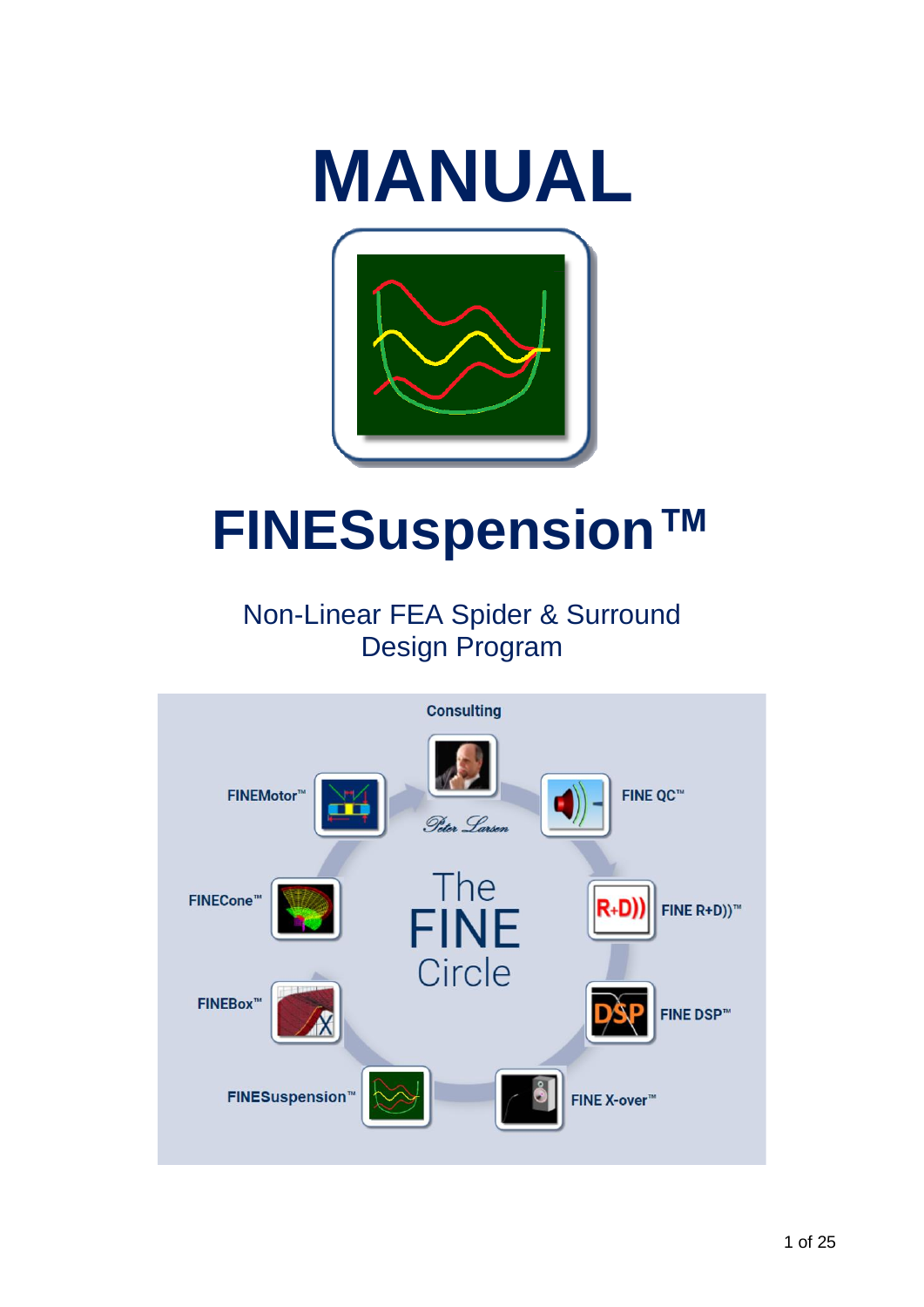# MANUAL

# FINESuspension™

Non-Linear FEA Spider & Surround
Design Program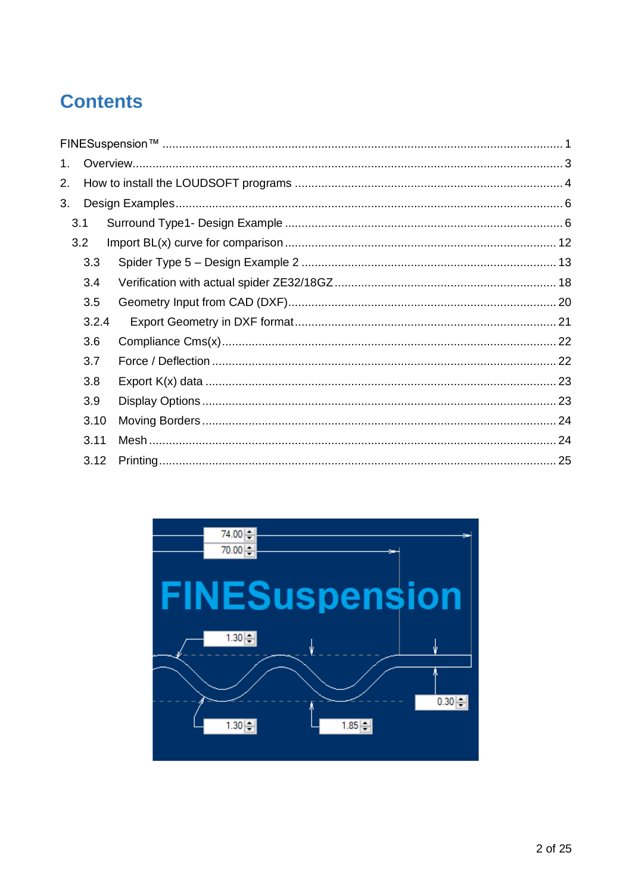# Contents

FINESuspension™ ........................................................................................................................ 1

1. Overview................................................................................................................................. 3

2. How to install the LOUDSOFT programs ................................................................................ 4

3. Design Examples................................................................................................................... 6

   3.1 Surround Type1- Design Example .................................................................................... 6

   3.2 Import BL(x) curve for comparison ................................................................................. 12

      3.3 Spider Type 5 – Design Example 2 ............................................................................ 13

      3.4 Verification with actual spider ZE32/18GZ .................................................................. 18

      3.5 Geometry Input from CAD (DXF)................................................................................. 20

      3.2.4 Export Geometry in DXF format.............................................................................. 21

      3.6 Compliance Cms(x)..................................................................................................... 22

      3.7 Force / Deflection ........................................................................................................ 22

      3.8 Export K(x) data .......................................................................................................... 23

      3.9 Display Options ........................................................................................................... 23

      3.10 Moving Borders .......................................................................................................... 24

      3.11 Mesh .......................................................................................................................... 24

      3.12 Printing....................................................................................................................... 25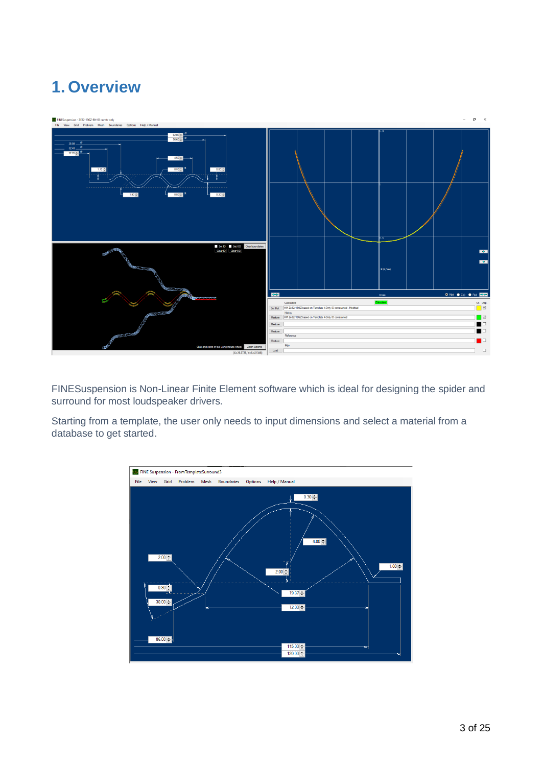# 1. Overview

FINESuspension is Non-Linear Finite Element software which is ideal for designing the spider and surround for most loudspeaker drivers.

Starting from a template, the user only needs to input dimensions and select a material from a database to get started.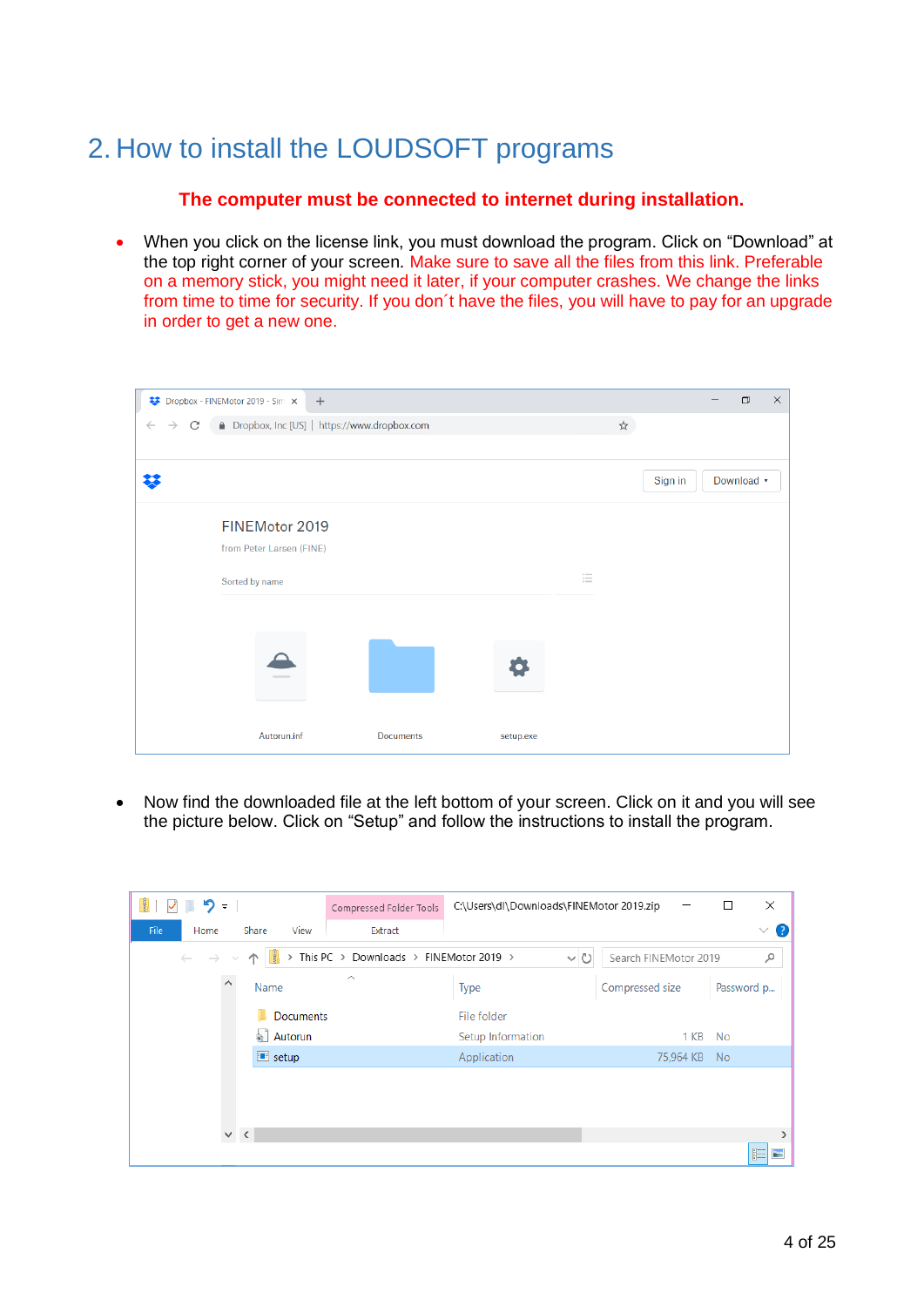# 2. How to install the LOUDSOFT programs

**The computer must be connected to internet during installation.**

- When you click on the license link, you must download the program. Click on "Download" at the top right corner of your screen. Make sure to save all the files from this link. Preferable on a memory stick, you might need it later, if your computer crashes. We change the links from time to time for security. If you don´t have the files, you will have to pay for an upgrade in order to get a new one.

- Now find the downloaded file at the left bottom of your screen. Click on it and you will see the picture below. Click on "Setup" and follow the instructions to install the program.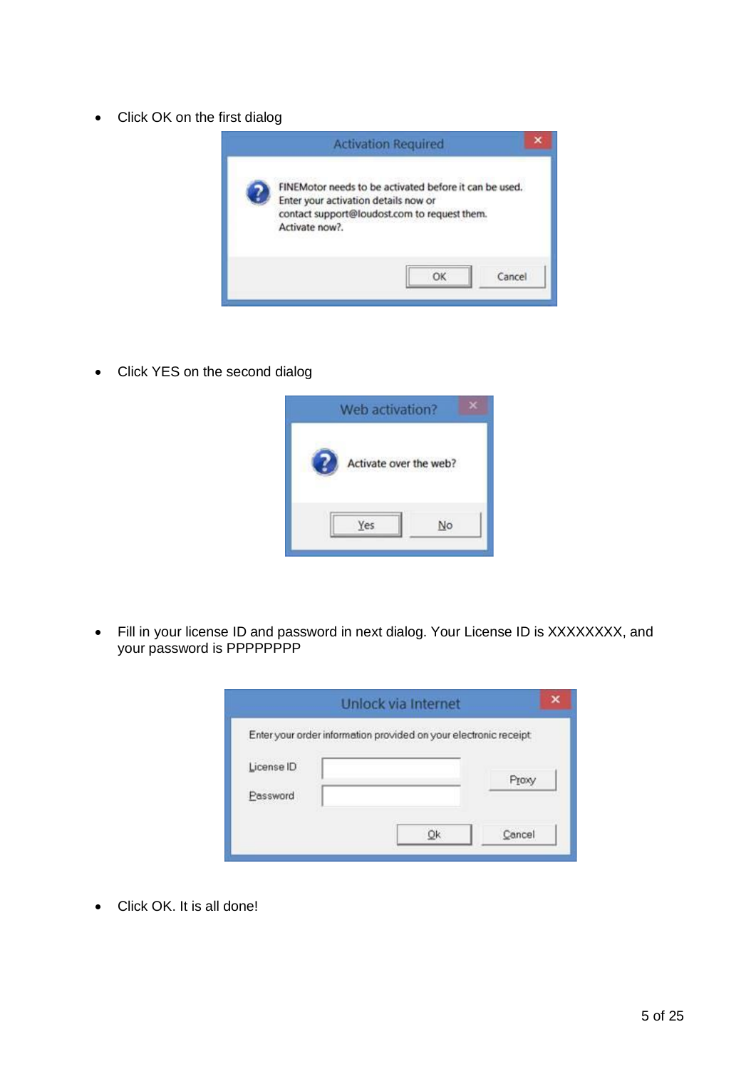- Click OK on the first dialog

- Click YES on the second dialog

- Fill in your license ID and password in next dialog. Your License ID is XXXXXXXX, and your password is PPPPPPPP

- Click OK. It is all done!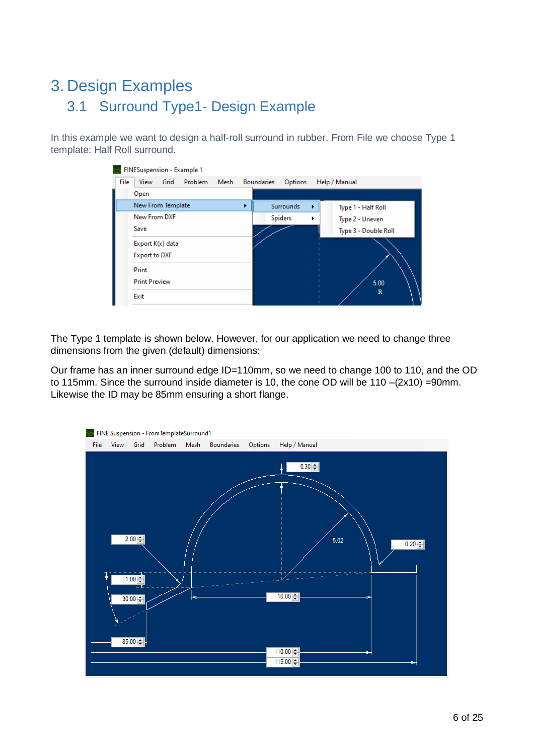# 3. Design Examples

## 3.1 Surround Type1- Design Example

In this example we want to design a half-roll surround in rubber. From File we choose Type 1 template: Half Roll surround.

The Type 1 template is shown below. However, for our application we need to change three dimensions from the given (default) dimensions:

Our frame has an inner surround edge ID=110mm, so we need to change 100 to 110, and the OD to 115mm. Since the surround inside diameter is 10, the cone OD will be 110 –(2x10) =90mm. Likewise the ID may be 85mm ensuring a short flange.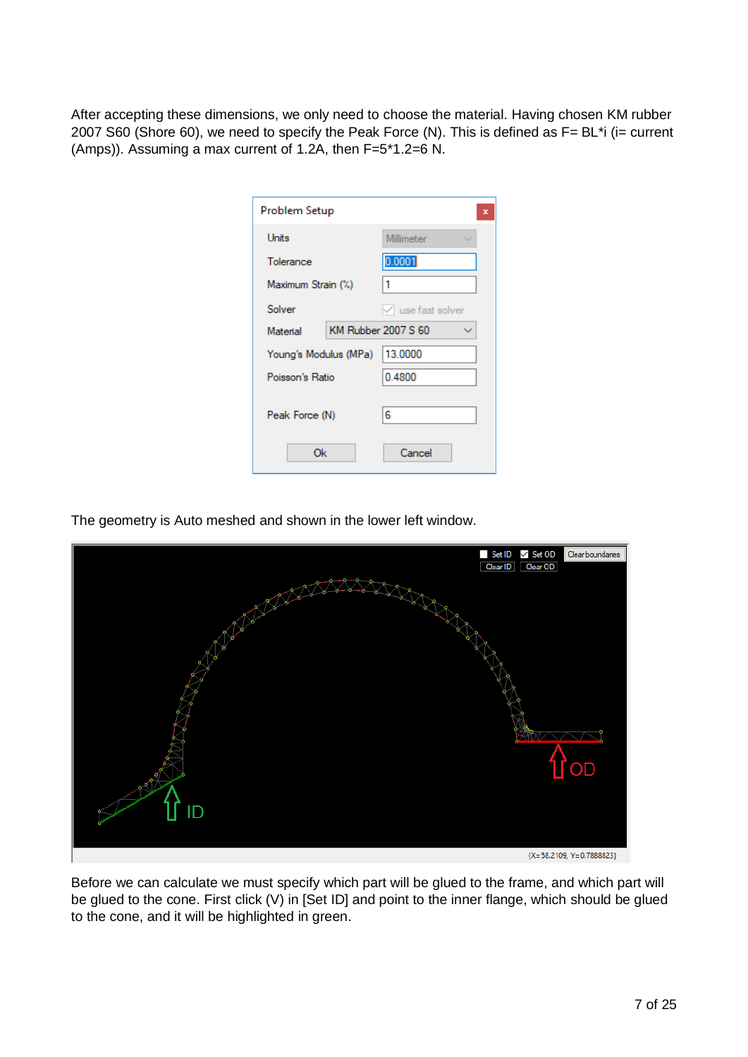After accepting these dimensions, we only need to choose the material. Having chosen KM rubber 2007 S60 (Shore 60), we need to specify the Peak Force (N). This is defined as F= BL*i (i= current (Amps)). Assuming a max current of 1.2A, then F=5*1.2=6 N.

The geometry is Auto meshed and shown in the lower left window.

Before we can calculate we must specify which part will be glued to the frame, and which part will be glued to the cone. First click (V) in [Set ID] and point to the inner flange, which should be glued to the cone, and it will be highlighted in green.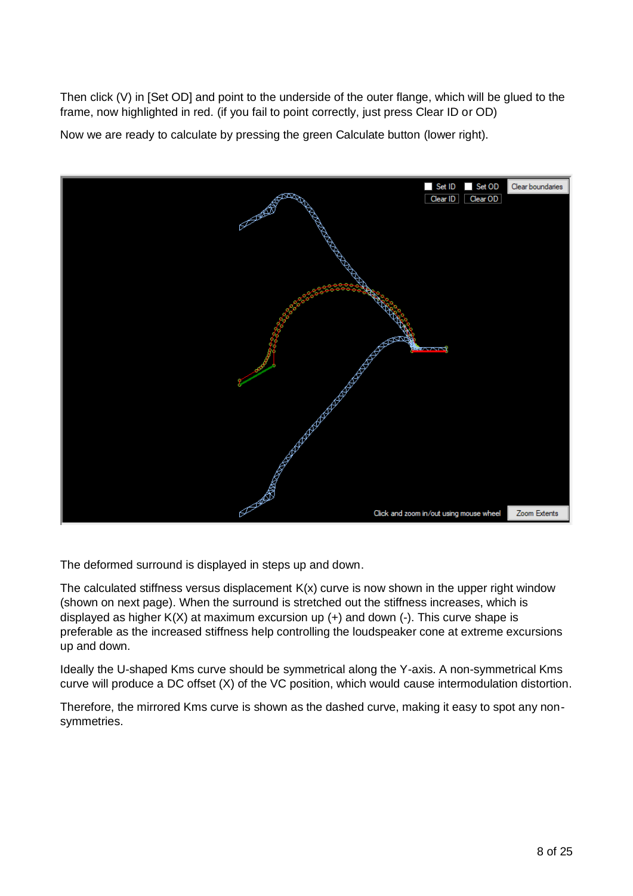Then click (V) in [Set OD] and point to the underside of the outer flange, which will be glued to the frame, now highlighted in red. (if you fail to point correctly, just press Clear ID or OD)

Now we are ready to calculate by pressing the green Calculate button (lower right).

The deformed surround is displayed in steps up and down.

The calculated stiffness versus displacement K(x) curve is now shown in the upper right window (shown on next page). When the surround is stretched out the stiffness increases, which is displayed as higher K(X) at maximum excursion up (+) and down (-). This curve shape is preferable as the increased stiffness help controlling the loudspeaker cone at extreme excursions up and down.

Ideally the U-shaped Kms curve should be symmetrical along the Y-axis. A non-symmetrical Kms curve will produce a DC offset (X) of the VC position, which would cause intermodulation distortion.

Therefore, the mirrored Kms curve is shown as the dashed curve, making it easy to spot any non-symmetries.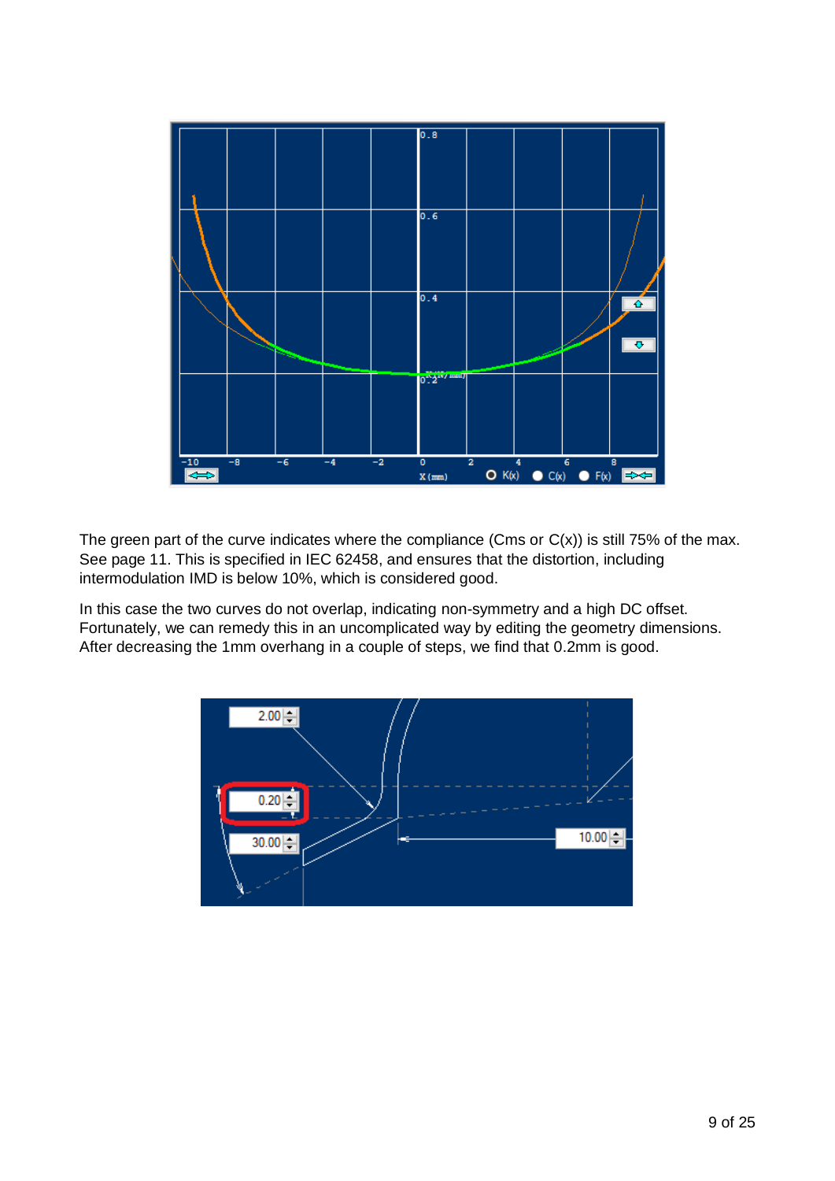The green part of the curve indicates where the compliance (Cms or C(x)) is still 75% of the max. See page 11. This is specified in IEC 62458, and ensures that the distortion, including intermodulation IMD is below 10%, which is considered good.

In this case the two curves do not overlap, indicating non-symmetry and a high DC offset. Fortunately, we can remedy this in an uncomplicated way by editing the geometry dimensions. After decreasing the 1mm overhang in a couple of steps, we find that 0.2mm is good.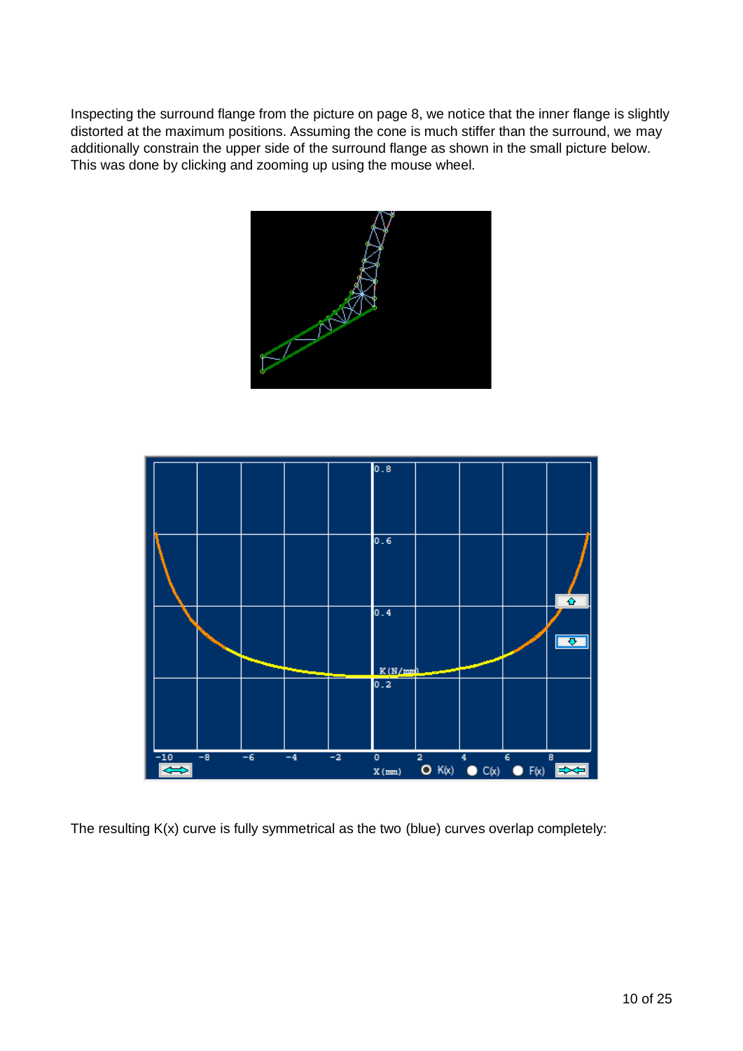Inspecting the surround flange from the picture on page 8, we notice that the inner flange is slightly distorted at the maximum positions. Assuming the cone is much stiffer than the surround, we may additionally constrain the upper side of the surround flange as shown in the small picture below. This was done by clicking and zooming up using the mouse wheel.

The resulting K(x) curve is fully symmetrical as the two (blue) curves overlap completely: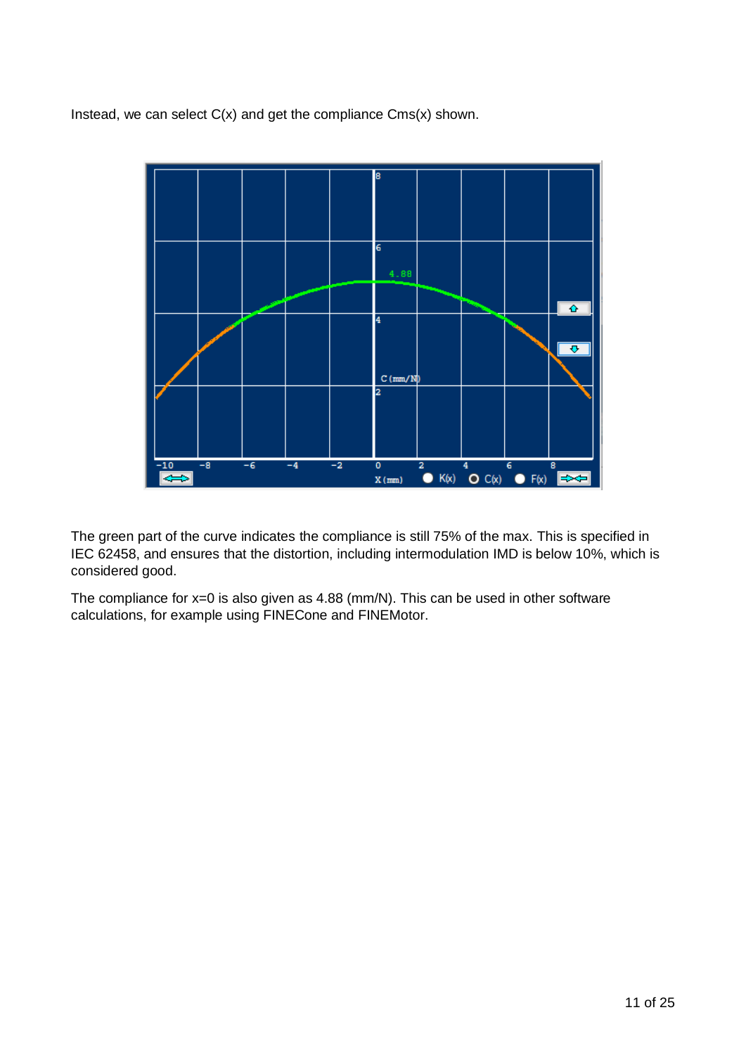Instead, we can select C(x) and get the compliance Cms(x) shown.

The green part of the curve indicates the compliance is still 75% of the max. This is specified in IEC 62458, and ensures that the distortion, including intermodulation IMD is below 10%, which is considered good.

The compliance for x=0 is also given as 4.88 (mm/N). This can be used in other software calculations, for example using FINECone and FINEMotor.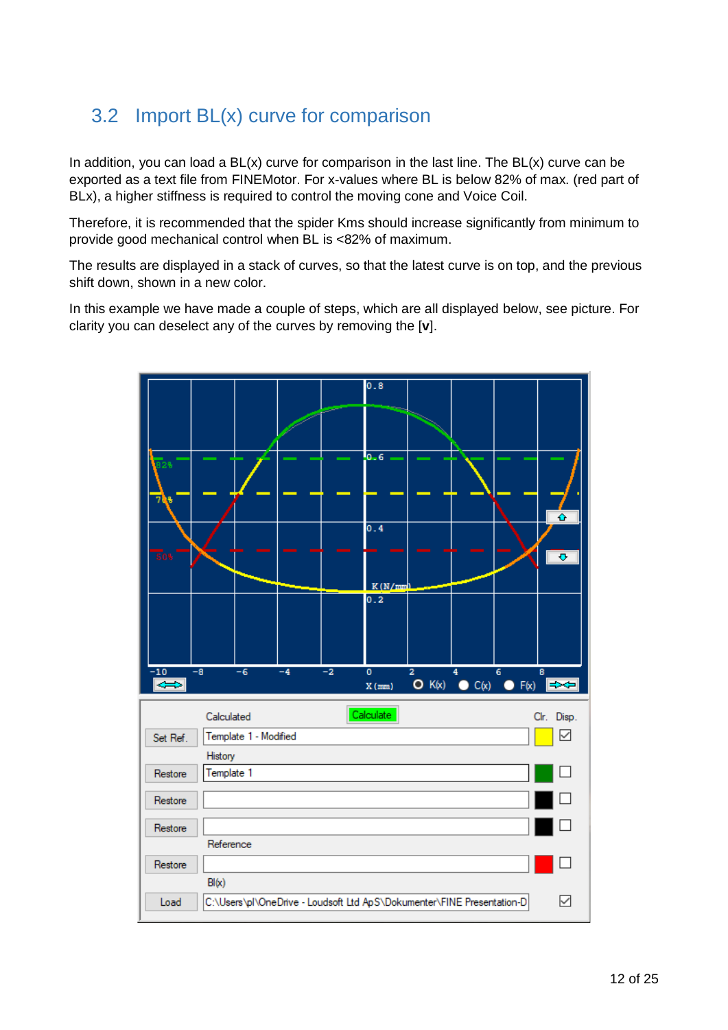## 3.2 Import BL(x) curve for comparison

In addition, you can load a BL(x) curve for comparison in the last line. The BL(x) curve can be exported as a text file from FINEMotor. For x-values where BL is below 82% of max. (red part of BLx), a higher stiffness is required to control the moving cone and Voice Coil.

Therefore, it is recommended that the spider Kms should increase significantly from minimum to provide good mechanical control when BL is <82% of maximum.

The results are displayed in a stack of curves, so that the latest curve is on top, and the previous shift down, shown in a new color.

In this example we have made a couple of steps, which are all displayed below, see picture. For clarity you can deselect any of the curves by removing the [**v**].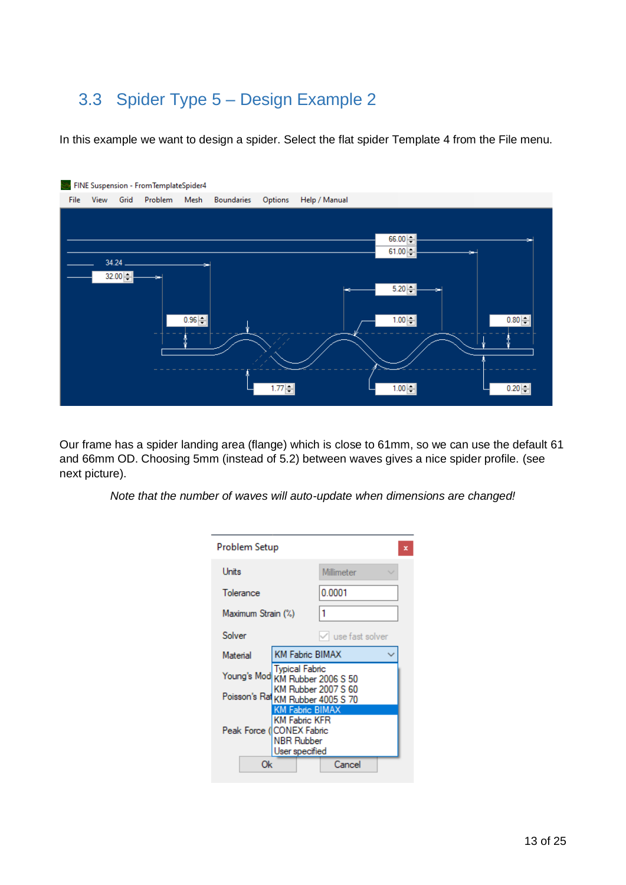## 3.3 Spider Type 5 – Design Example 2

In this example we want to design a spider. Select the flat spider Template 4 from the File menu.

Our frame has a spider landing area (flange) which is close to 61mm, so we can use the default 61 and 66mm OD. Choosing 5mm (instead of 5.2) between waves gives a nice spider profile. (see next picture).

*Note that the number of waves will auto-update when dimensions are changed!*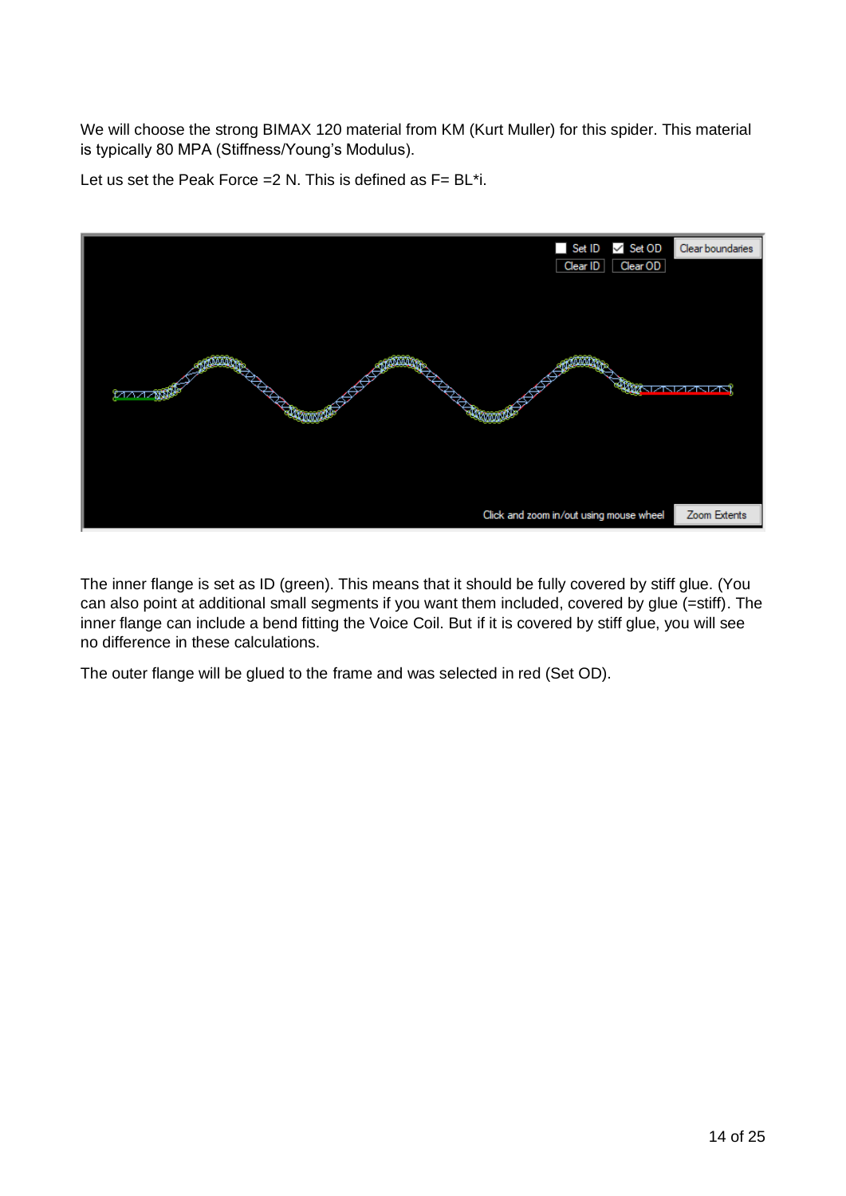We will choose the strong BIMAX 120 material from KM (Kurt Muller) for this spider. This material is typically 80 MPA (Stiffness/Young's Modulus).

Let us set the Peak Force =2 N. This is defined as $F = BL \cdot i$.

The inner flange is set as ID (green). This means that it should be fully covered by stiff glue. (You can also point at additional small segments if you want them included, covered by glue (=stiff). The inner flange can include a bend fitting the Voice Coil. But if it is covered by stiff glue, you will see no difference in these calculations.

The outer flange will be glued to the frame and was selected in red (Set OD).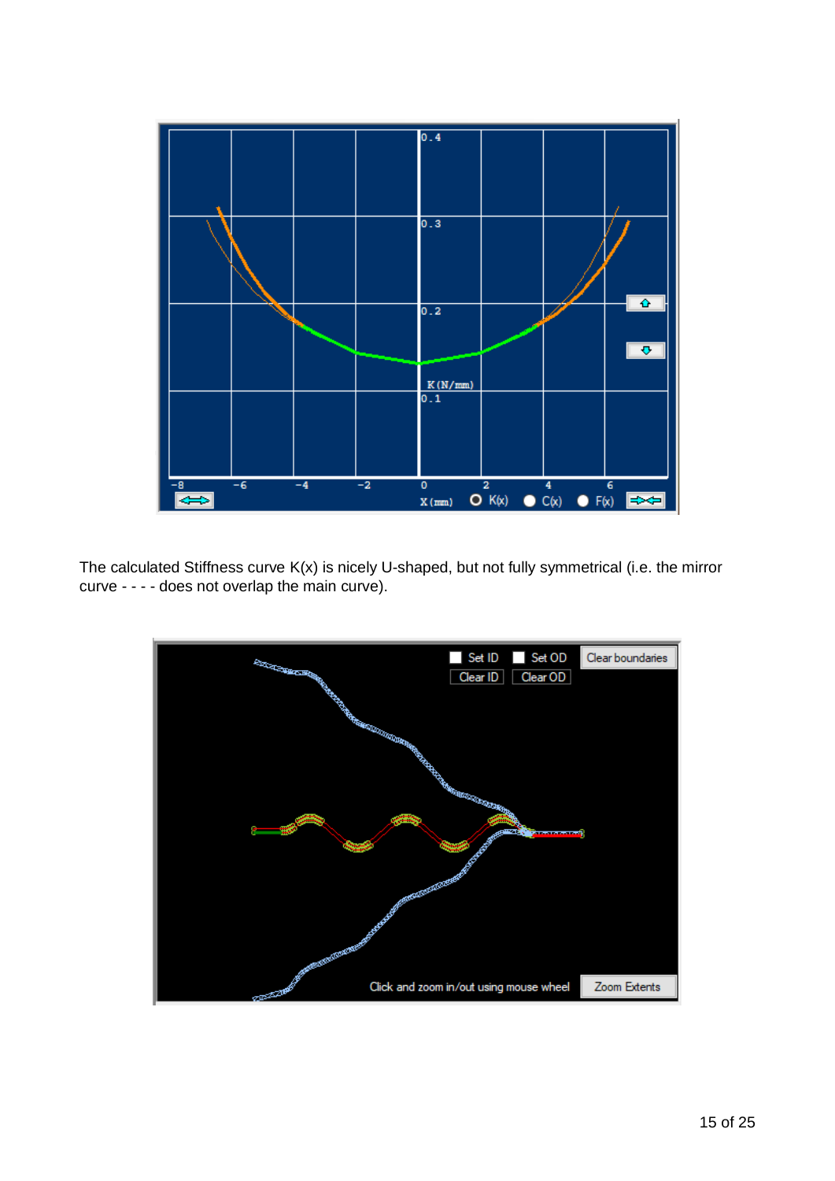The calculated Stiffness curve K(x) is nicely U-shaped, but not fully symmetrical (i.e. the mirror curve - - - - does not overlap the main curve).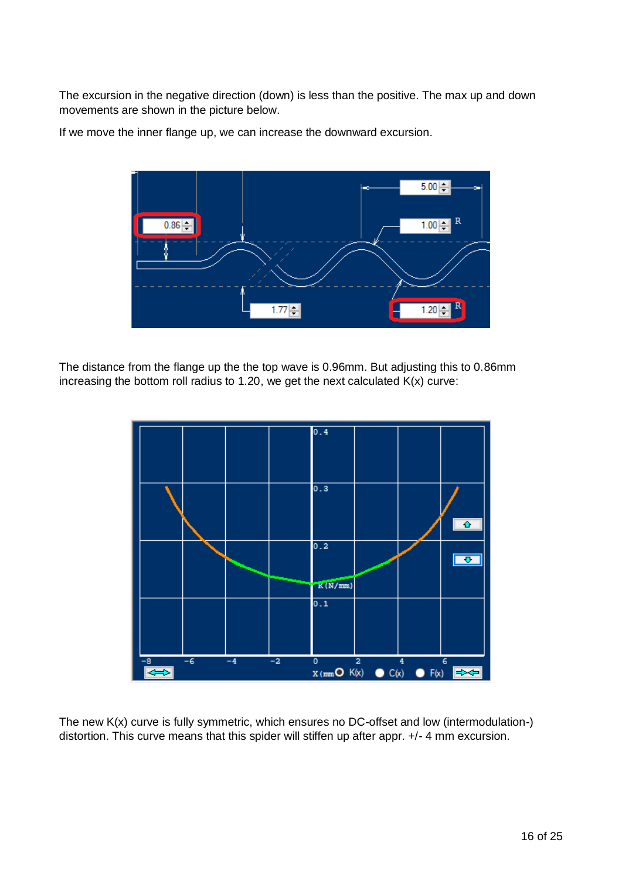The excursion in the negative direction (down) is less than the positive. The max up and down movements are shown in the picture below.

If we move the inner flange up, we can increase the downward excursion.

The distance from the flange up the the top wave is 0.96mm. But adjusting this to 0.86mm increasing the bottom roll radius to 1.20, we get the next calculated K(x) curve:

The new K(x) curve is fully symmetric, which ensures no DC-offset and low (intermodulation-) distortion. This curve means that this spider will stiffen up after appr. +/- 4 mm excursion.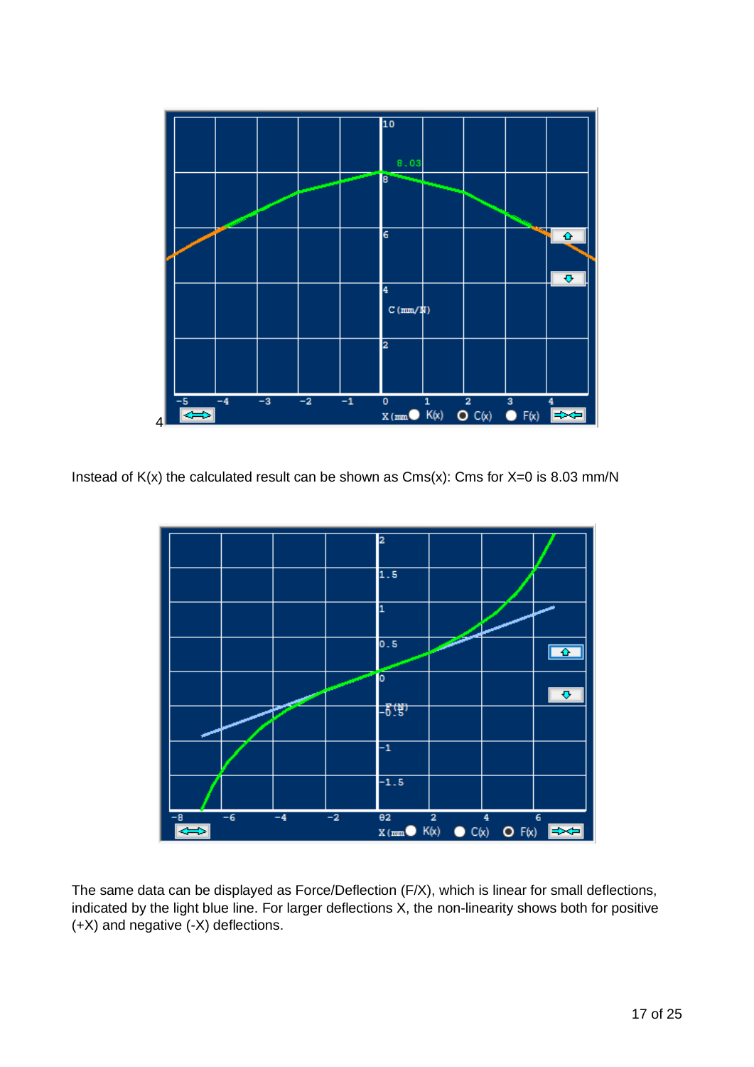4

Instead of K(x) the calculated result can be shown as Cms(x): Cms for X=0 is 8.03 mm/N

The same data can be displayed as Force/Deflection (F/X), which is linear for small deflections, indicated by the light blue line. For larger deflections X, the non-linearity shows both for positive (+X) and negative (-X) deflections.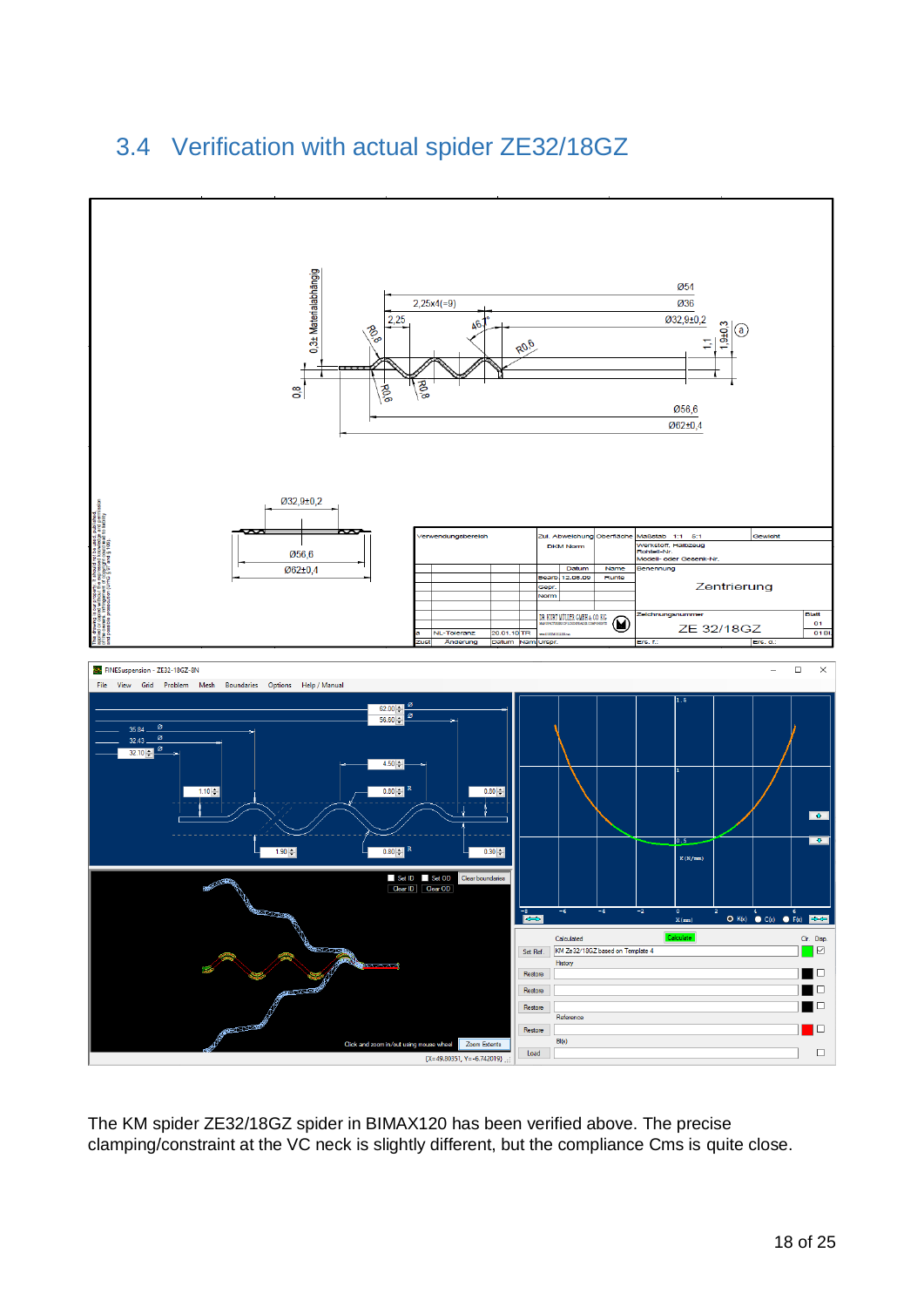## 3.4 Verification with actual spider ZE32/18GZ

The KM spider ZE32/18GZ spider in BIMAX120 has been verified above. The precise clamping/constraint at the VC neck is slightly different, but the compliance Cms is quite close.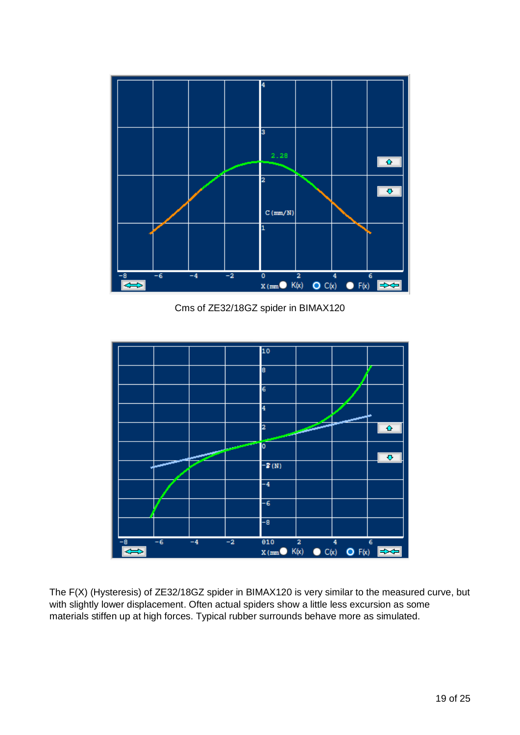Cms of ZE32/18GZ spider in BIMAX120

The F(X) (Hysteresis) of ZE32/18GZ spider in BIMAX120 is very similar to the measured curve, but with slightly lower displacement. Often actual spiders show a little less excursion as some materials stiffen up at high forces. Typical rubber surrounds behave more as simulated.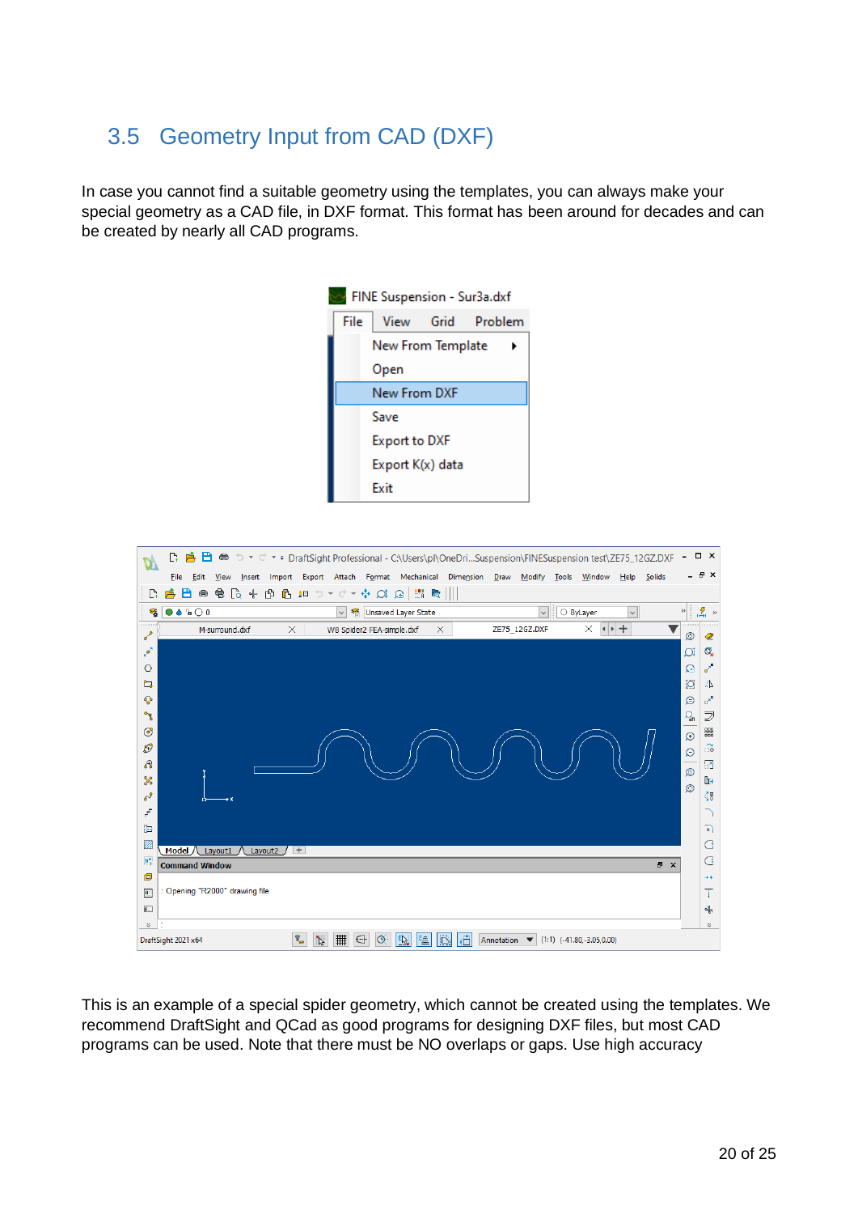## 3.5 Geometry Input from CAD (DXF)

In case you cannot find a suitable geometry using the templates, you can always make your special geometry as a CAD file, in DXF format. This format has been around for decades and can be created by nearly all CAD programs.

This is an example of a special spider geometry, which cannot be created using the templates. We recommend DraftSight and QCad as good programs for designing DXF files, but most CAD programs can be used. Note that there must be NO overlaps or gaps. Use high accuracy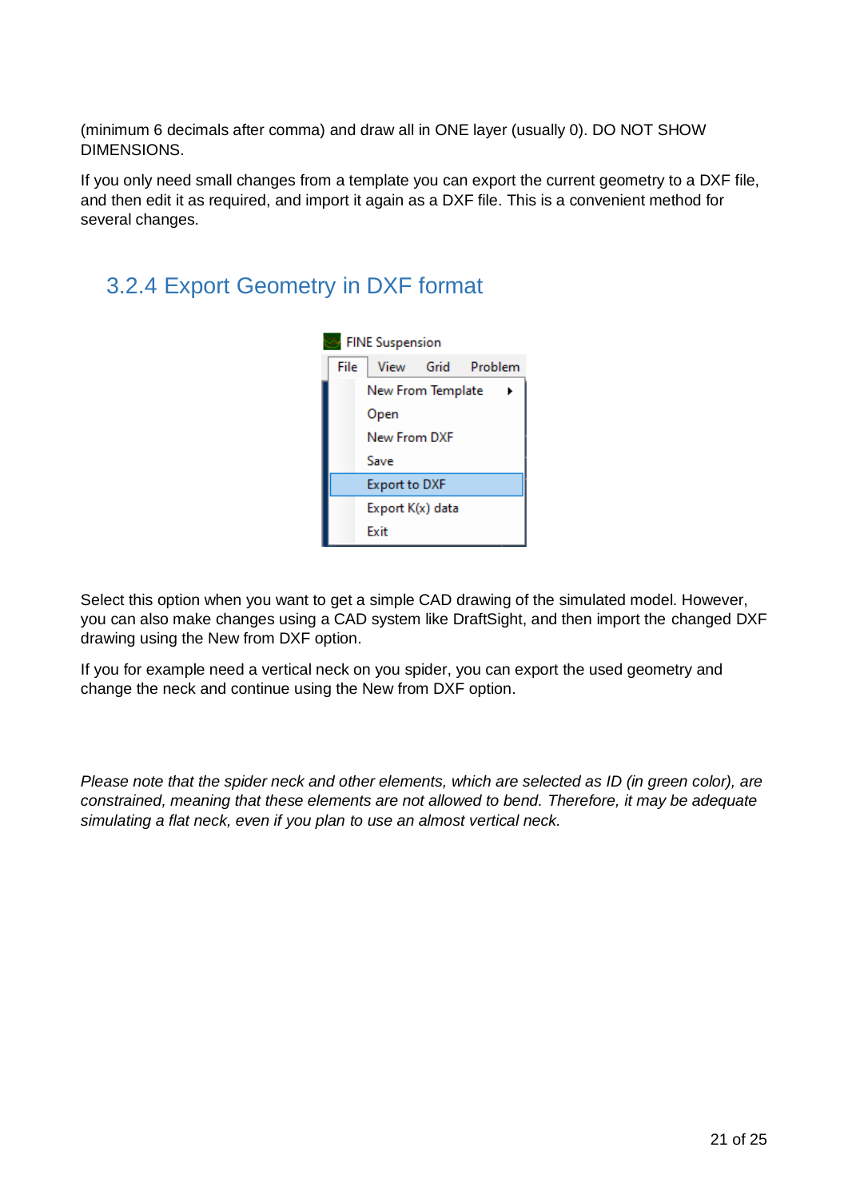(minimum 6 decimals after comma) and draw all in ONE layer (usually 0). DO NOT SHOW DIMENSIONS.

If you only need small changes from a template you can export the current geometry to a DXF file, and then edit it as required, and import it again as a DXF file. This is a convenient method for several changes.

### 3.2.4 Export Geometry in DXF format

Select this option when you want to get a simple CAD drawing of the simulated model. However, you can also make changes using a CAD system like DraftSight, and then import the changed DXF drawing using the New from DXF option.

If you for example need a vertical neck on you spider, you can export the used geometry and change the neck and continue using the New from DXF option.

*Please note that the spider neck and other elements, which are selected as ID (in green color), are constrained, meaning that these elements are not allowed to bend. Therefore, it may be adequate simulating a flat neck, even if you plan to use an almost vertical neck.*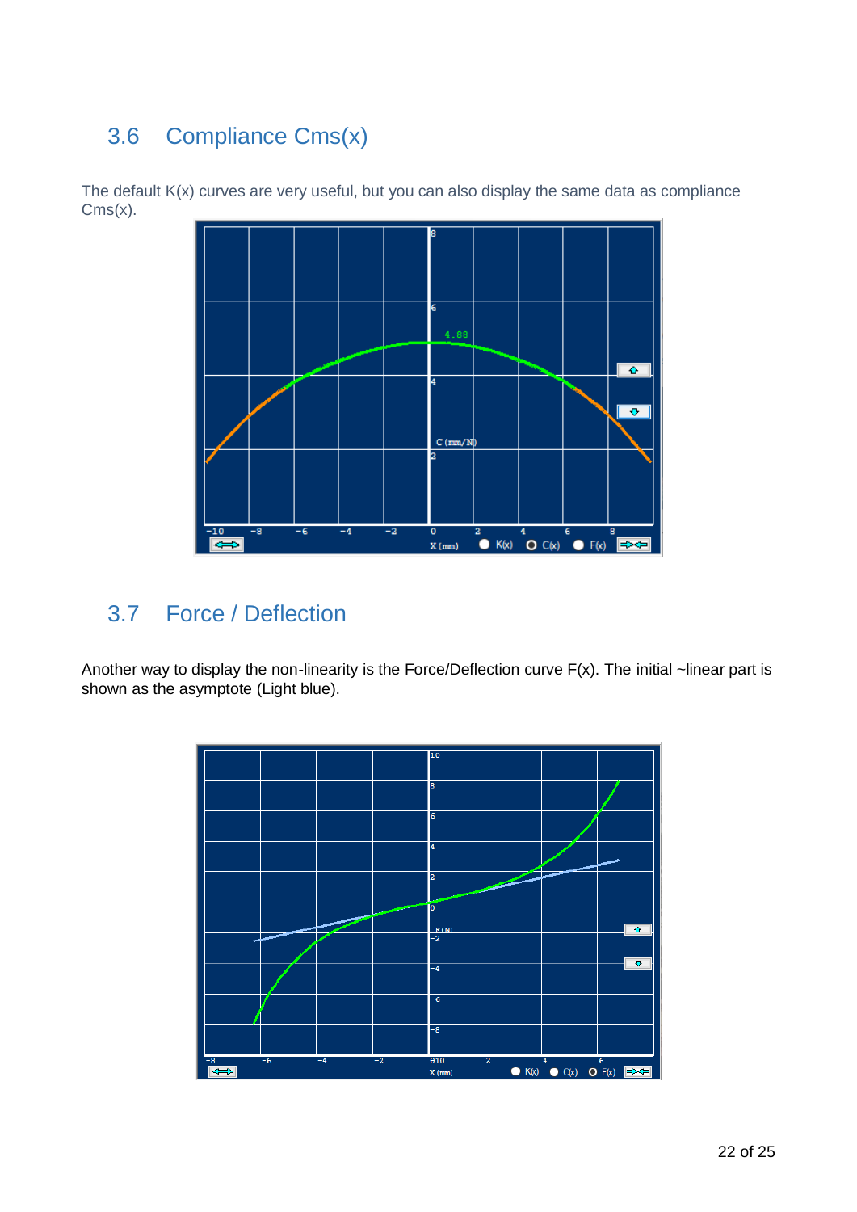## 3.6 Compliance Cms(x)

The default K(x) curves are very useful, but you can also display the same data as compliance Cms(x).

## 3.7 Force / Deflection

Another way to display the non-linearity is the Force/Deflection curve F(x). The initial ~linear part is shown as the asymptote (Light blue).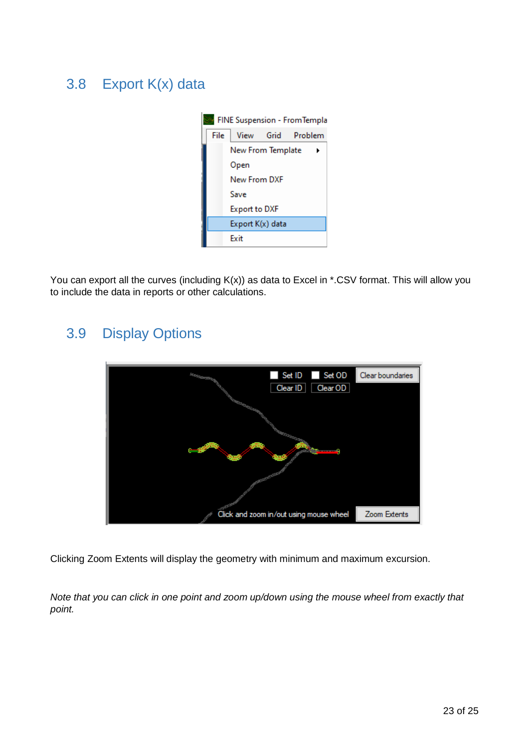## 3.8 Export K(x) data

You can export all the curves (including K(x)) as data to Excel in *.CSV format. This will allow you to include the data in reports or other calculations.

## 3.9 Display Options

Clicking Zoom Extents will display the geometry with minimum and maximum excursion.

*Note that you can click in one point and zoom up/down using the mouse wheel from exactly that point.*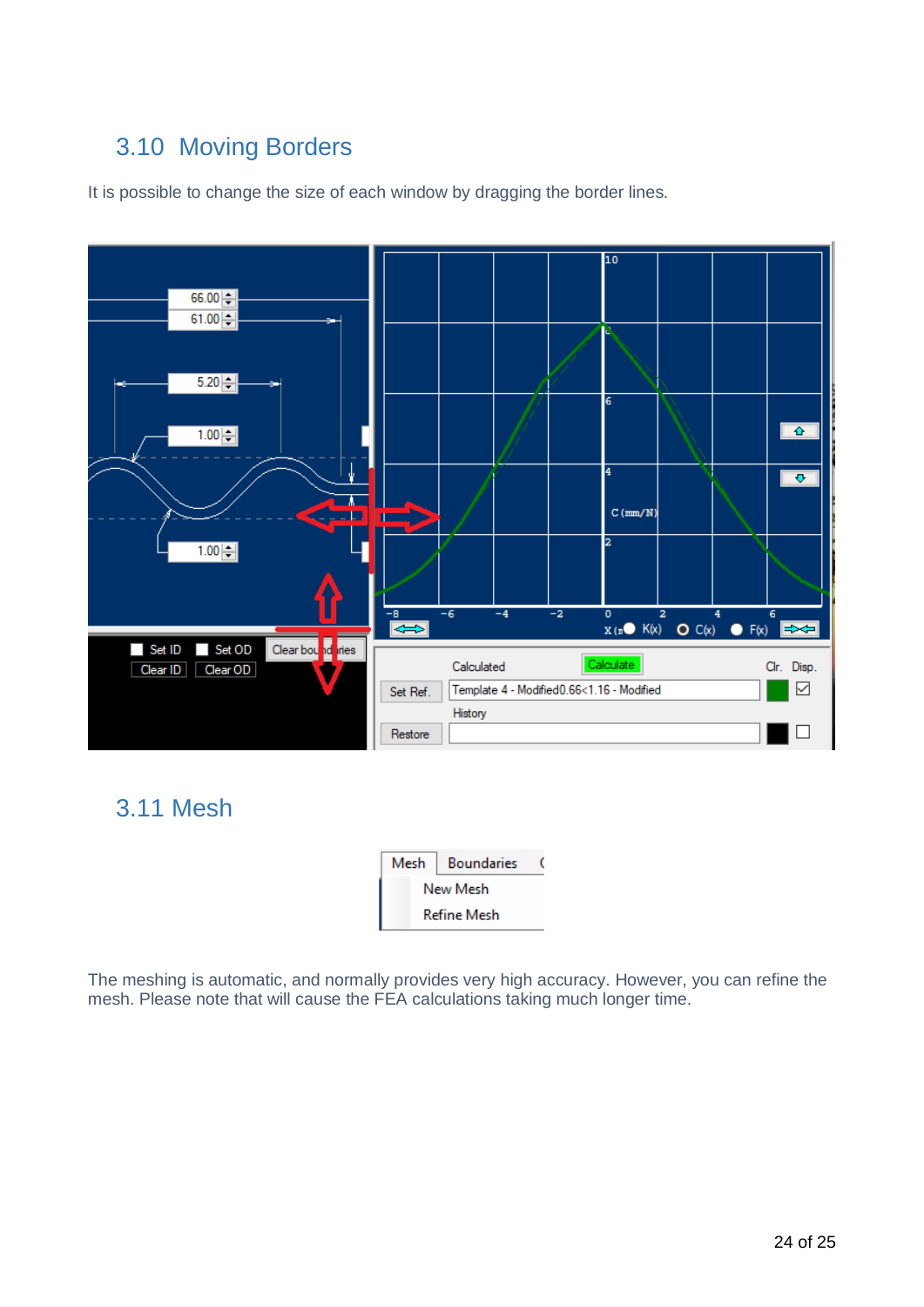## 3.10 Moving Borders

It is possible to change the size of each window by dragging the border lines.

## 3.11 Mesh

The meshing is automatic, and normally provides very high accuracy. However, you can refine the mesh. Please note that will cause the FEA calculations taking much longer time.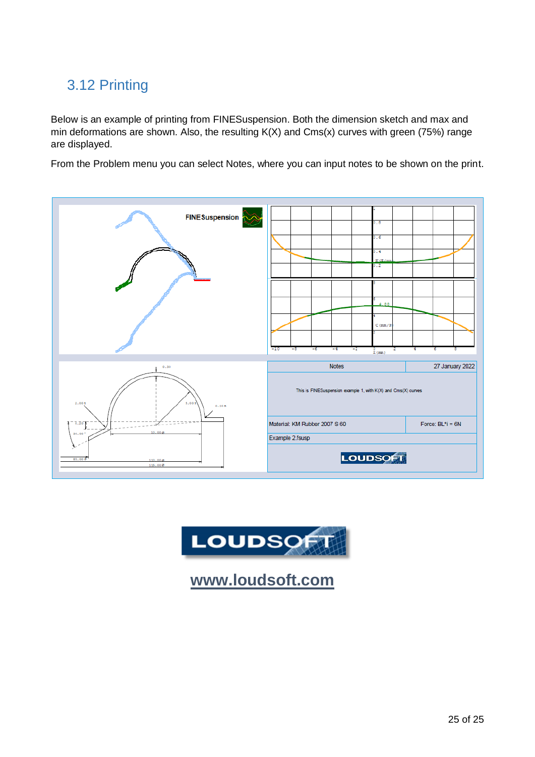## 3.12 Printing

Below is an example of printing from FINESuspension. Both the dimension sketch and max and min deformations are shown. Also, the resulting K(X) and Cms(x) curves with green (75%) range are displayed.

From the Problem menu you can select Notes, where you can input notes to be shown on the print.

FINESuspension

Notes

27 January 2022

This is FINESuspension example 1, with K(X) and Cms(X) curves

Material: KM Rubber 2007 S 60

Force: BL*i = 6N

Example 2.fsusp

LOUDSOFT

www.loudsoft.com